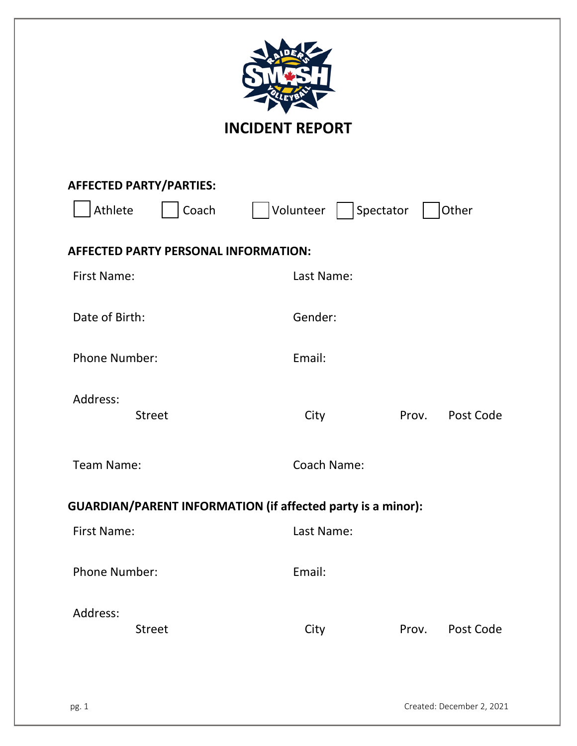# INCIDENT REPORT

**AFFECTED PARTY/PARTIES:**

☐ Athlete ☐ Coach ☐ Volunteer ☐ Spectator ☐ Other

**AFFECTED PARTY PERSONAL INFORMATION:**

First Name: Last Name:

Date of Birth: Gender:

Phone Number: Email:

Address:
Street City Prov. Post Code

Team Name: Coach Name:

**GUARDIAN/PARENT INFORMATION (if affected party is a minor):**

First Name: Last Name:

Phone Number: Email:

Address:
Street City Prov. Post Code

Created: December 2, 2021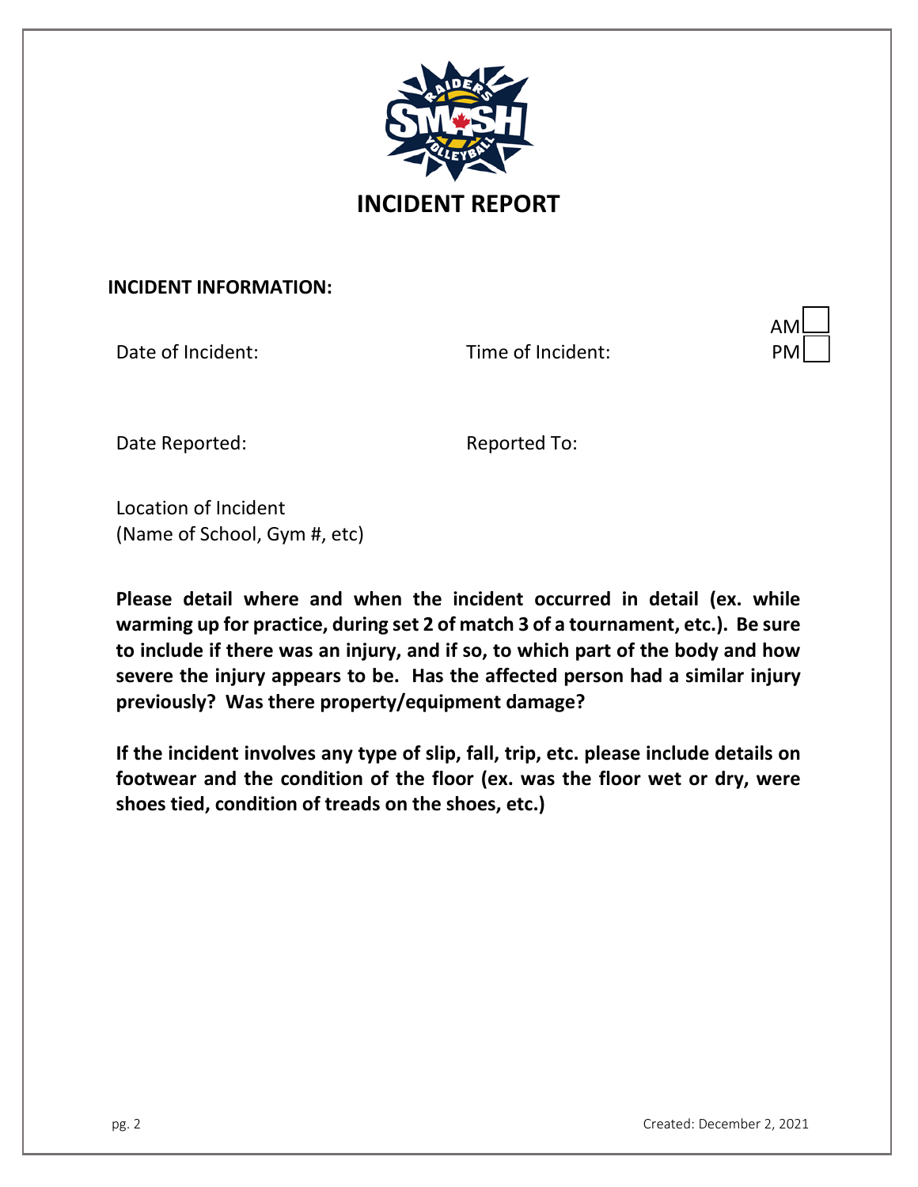# INCIDENT REPORT

**INCIDENT INFORMATION:**

Date of Incident: 

Time of Incident: AM ☐ PM ☐

Date Reported: 

Reported To: 

Location of Incident
(Name of School, Gym #, etc)

**Please detail where and when the incident occurred in detail (ex. while warming up for practice, during set 2 of match 3 of a tournament, etc.). Be sure to include if there was an injury, and if so, to which part of the body and how severe the injury appears to be. Has the affected person had a similar injury previously? Was there property/equipment damage?**

**If the incident involves any type of slip, fall, trip, etc. please include details on footwear and the condition of the floor (ex. was the floor wet or dry, were shoes tied, condition of treads on the shoes, etc.)**

Created: December 2, 2021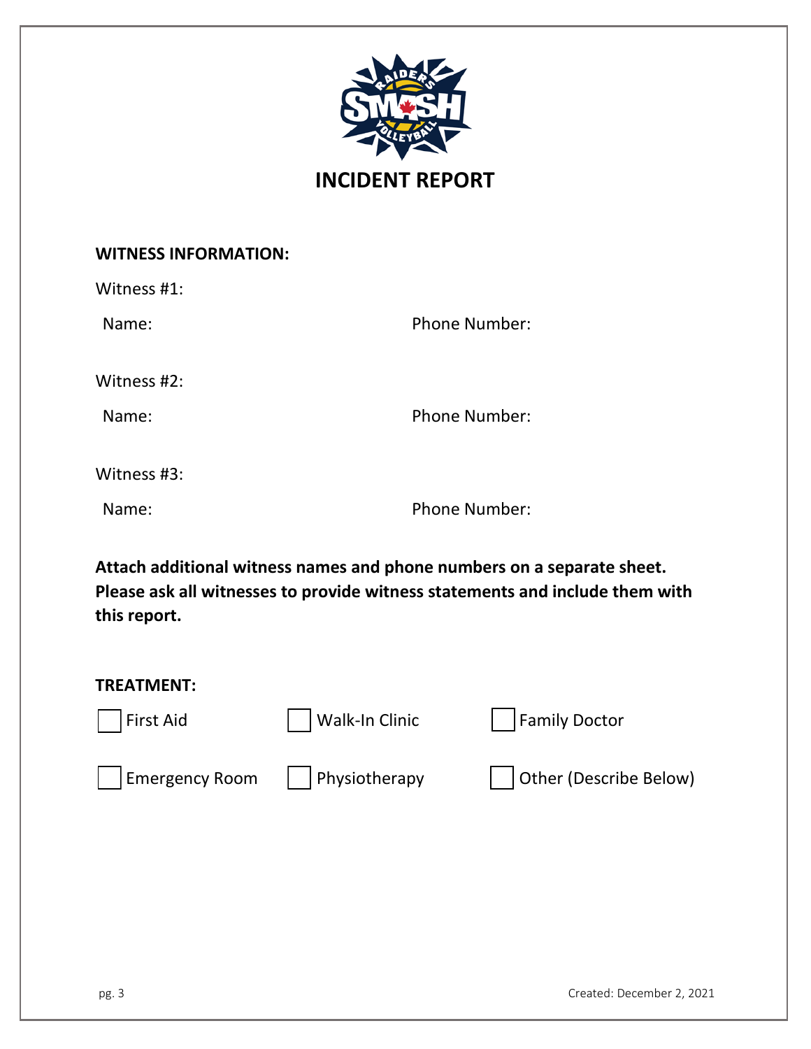# INCIDENT REPORT

**WITNESS INFORMATION:**

Witness #1:

Name: Phone Number:

Witness #2:

Name: Phone Number:

Witness #3:

Name: Phone Number:

**Attach additional witness names and phone numbers on a separate sheet. Please ask all witnesses to provide witness statements and include them with this report.**

**TREATMENT:**

- [ ] First Aid
- [ ] Walk-In Clinic
- [ ] Family Doctor
- [ ] Emergency Room
- [ ] Physiotherapy
- [ ] Other (Describe Below)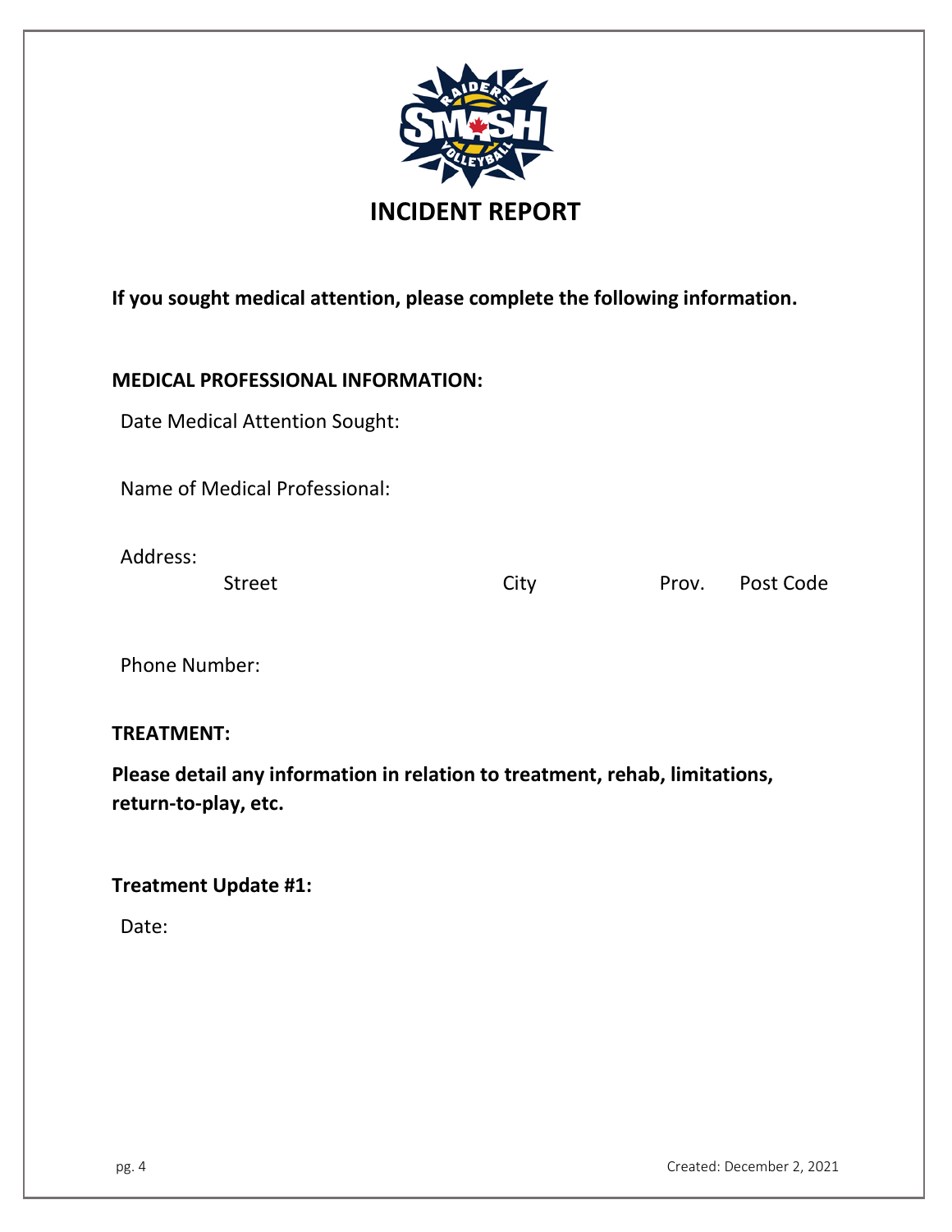# INCIDENT REPORT

**If you sought medical attention, please complete the following information.**

**MEDICAL PROFESSIONAL INFORMATION:**

Date Medical Attention Sought:

Name of Medical Professional:

Address:

Street City Prov. Post Code

Phone Number:

**TREATMENT:**

**Please detail any information in relation to treatment, rehab, limitations, return-to-play, etc.**

**Treatment Update #1:**

Date:

Created: December 2, 2021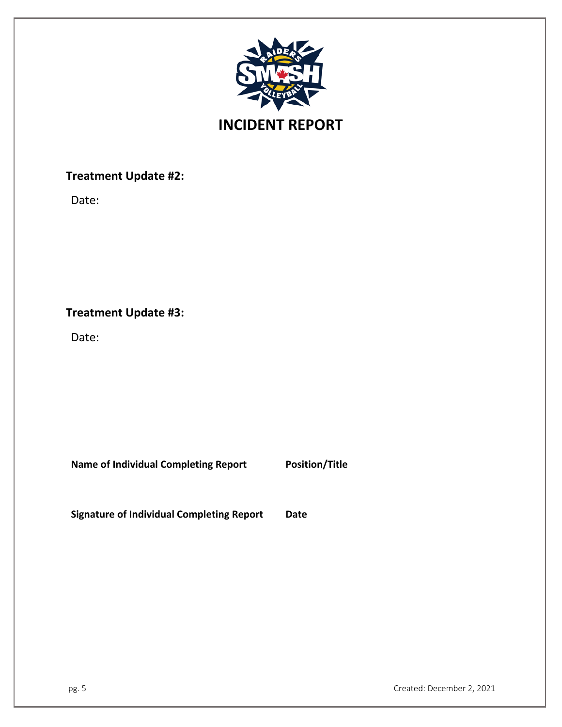# INCIDENT REPORT

**Treatment Update #2:**

Date:

**Treatment Update #3:**

Date:

| | |
|---|---|
| **Name of Individual Completing Report** | **Position/Title** |
| **Signature of Individual Completing Report** | **Date** |

Created: December 2, 2021